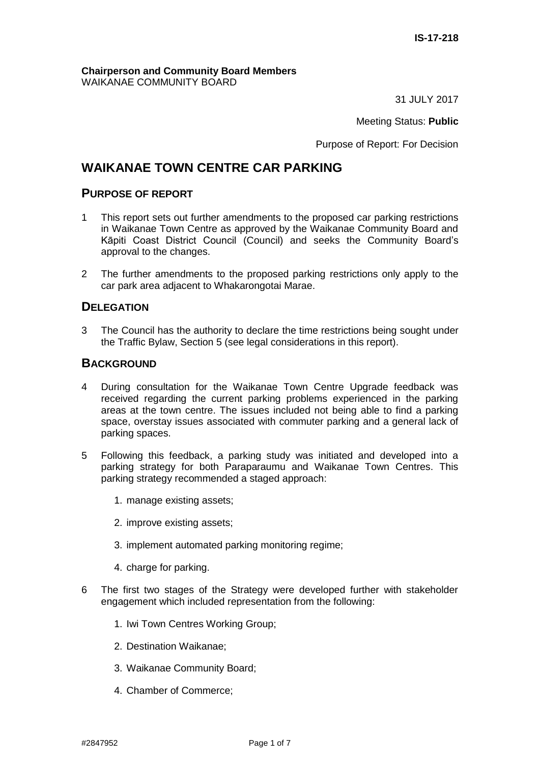IS-17-218

**Chairperson and Community Board Members**
WAIKANAE COMMUNITY BOARD

31 JULY 2017

Meeting Status: **Public**

Purpose of Report: For Decision

# WAIKANAE TOWN CENTRE CAR PARKING

## PURPOSE OF REPORT

1 This report sets out further amendments to the proposed car parking restrictions in Waikanae Town Centre as approved by the Waikanae Community Board and Kāpiti Coast District Council (Council) and seeks the Community Board's approval to the changes.

2 The further amendments to the proposed parking restrictions only apply to the car park area adjacent to Whakarongotai Marae.

## DELEGATION

3 The Council has the authority to declare the time restrictions being sought under the Traffic Bylaw, Section 5 (see legal considerations in this report).

## BACKGROUND

4 During consultation for the Waikanae Town Centre Upgrade feedback was received regarding the current parking problems experienced in the parking areas at the town centre. The issues included not being able to find a parking space, overstay issues associated with commuter parking and a general lack of parking spaces.

5 Following this feedback, a parking study was initiated and developed into a parking strategy for both Paraparaumu and Waikanae Town Centres. This parking strategy recommended a staged approach:

1. manage existing assets;
2. improve existing assets;
3. implement automated parking monitoring regime;
4. charge for parking.

6 The first two stages of the Strategy were developed further with stakeholder engagement which included representation from the following:

1. Iwi Town Centres Working Group;
2. Destination Waikanae;
3. Waikanae Community Board;
4. Chamber of Commerce;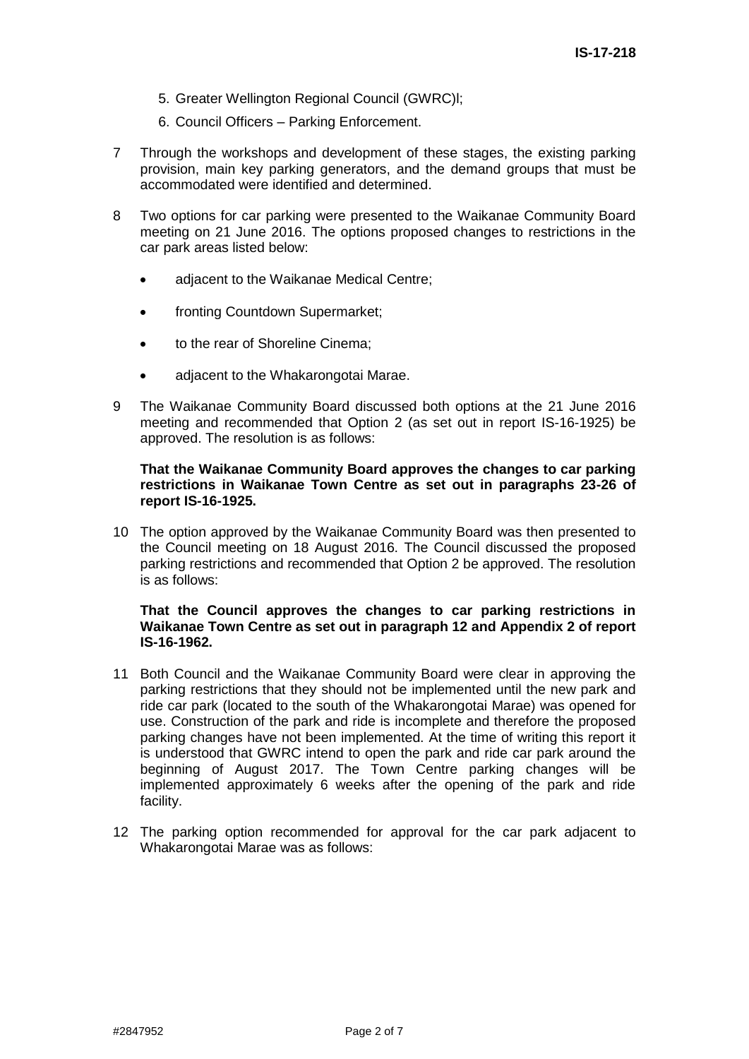5. Greater Wellington Regional Council (GWRC)l;
6. Council Officers – Parking Enforcement.

7 Through the workshops and development of these stages, the existing parking provision, main key parking generators, and the demand groups that must be accommodated were identified and determined.

8 Two options for car parking were presented to the Waikanae Community Board meeting on 21 June 2016. The options proposed changes to restrictions in the car park areas listed below:

- adjacent to the Waikanae Medical Centre;
- fronting Countdown Supermarket;
- to the rear of Shoreline Cinema;
- adjacent to the Whakarongotai Marae.

9 The Waikanae Community Board discussed both options at the 21 June 2016 meeting and recommended that Option 2 (as set out in report IS-16-1925) be approved. The resolution is as follows:

**That the Waikanae Community Board approves the changes to car parking restrictions in Waikanae Town Centre as set out in paragraphs 23-26 of report IS-16-1925.**

10 The option approved by the Waikanae Community Board was then presented to the Council meeting on 18 August 2016. The Council discussed the proposed parking restrictions and recommended that Option 2 be approved. The resolution is as follows:

**That the Council approves the changes to car parking restrictions in Waikanae Town Centre as set out in paragraph 12 and Appendix 2 of report IS-16-1962.**

11 Both Council and the Waikanae Community Board were clear in approving the parking restrictions that they should not be implemented until the new park and ride car park (located to the south of the Whakarongotai Marae) was opened for use. Construction of the park and ride is incomplete and therefore the proposed parking changes have not been implemented. At the time of writing this report it is understood that GWRC intend to open the park and ride car park around the beginning of August 2017. The Town Centre parking changes will be implemented approximately 6 weeks after the opening of the park and ride facility.

12 The parking option recommended for approval for the car park adjacent to Whakarongotai Marae was as follows: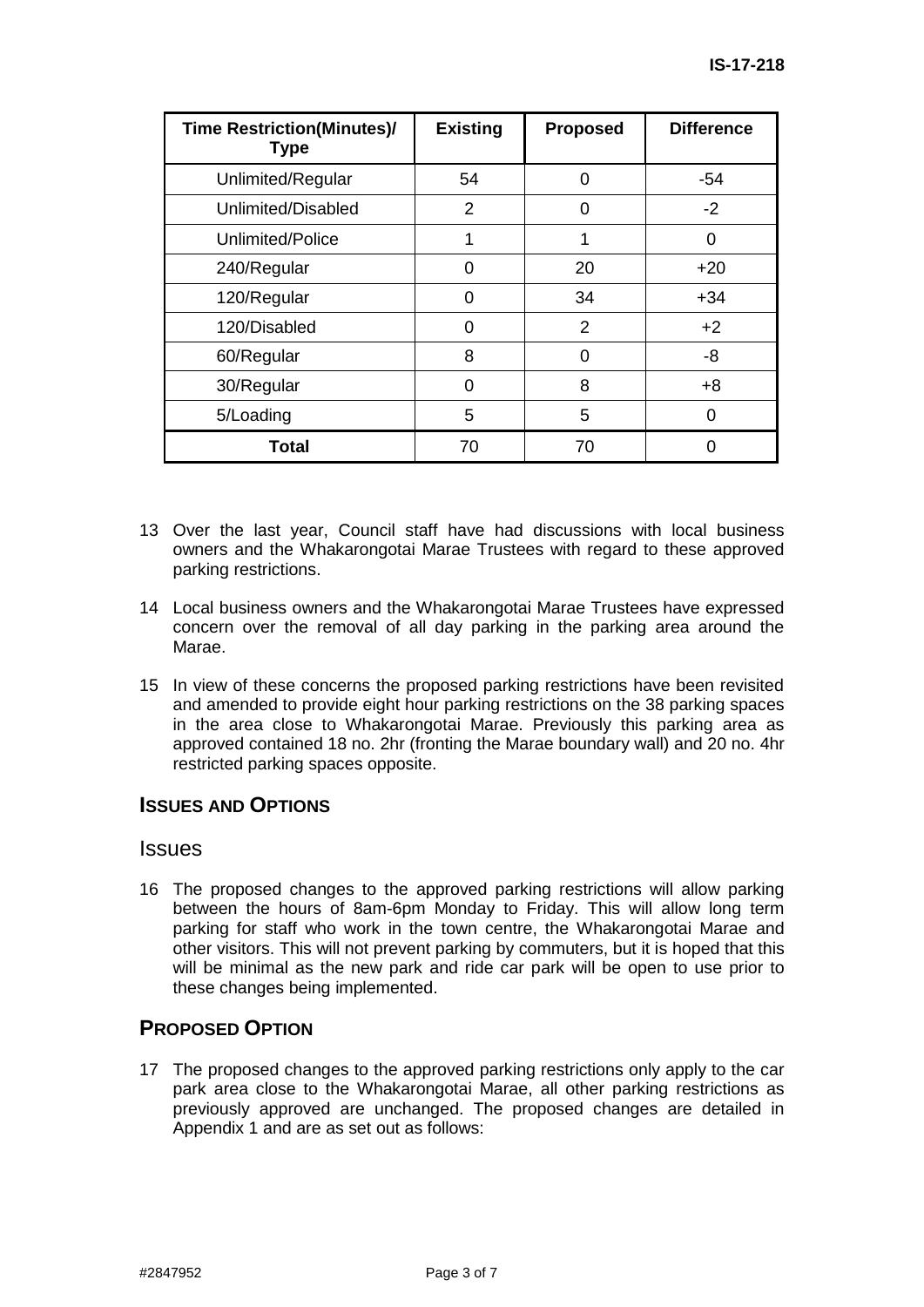| Time Restriction(Minutes)/ Type | Existing | Proposed | Difference |
|---|---|---|---|
| Unlimited/Regular | 54 | 0 | -54 |
| Unlimited/Disabled | 2 | 0 | -2 |
| Unlimited/Police | 1 | 1 | 0 |
| 240/Regular | 0 | 20 | +20 |
| 120/Regular | 0 | 34 | +34 |
| 120/Disabled | 0 | 2 | +2 |
| 60/Regular | 8 | 0 | -8 |
| 30/Regular | 0 | 8 | +8 |
| 5/Loading | 5 | 5 | 0 |
| **Total** | 70 | 70 | 0 |

13 Over the last year, Council staff have had discussions with local business owners and the Whakarongotai Marae Trustees with regard to these approved parking restrictions.

14 Local business owners and the Whakarongotai Marae Trustees have expressed concern over the removal of all day parking in the parking area around the Marae.

15 In view of these concerns the proposed parking restrictions have been revisited and amended to provide eight hour parking restrictions on the 38 parking spaces in the area close to Whakarongotai Marae. Previously this parking area as approved contained 18 no. 2hr (fronting the Marae boundary wall) and 20 no. 4hr restricted parking spaces opposite.

## ISSUES AND OPTIONS

### Issues

16 The proposed changes to the approved parking restrictions will allow parking between the hours of 8am-6pm Monday to Friday. This will allow long term parking for staff who work in the town centre, the Whakarongotai Marae and other visitors. This will not prevent parking by commuters, but it is hoped that this will be minimal as the new park and ride car park will be open to use prior to these changes being implemented.

## PROPOSED OPTION

17 The proposed changes to the approved parking restrictions only apply to the car park area close to the Whakarongotai Marae, all other parking restrictions as previously approved are unchanged. The proposed changes are detailed in Appendix 1 and are as set out as follows: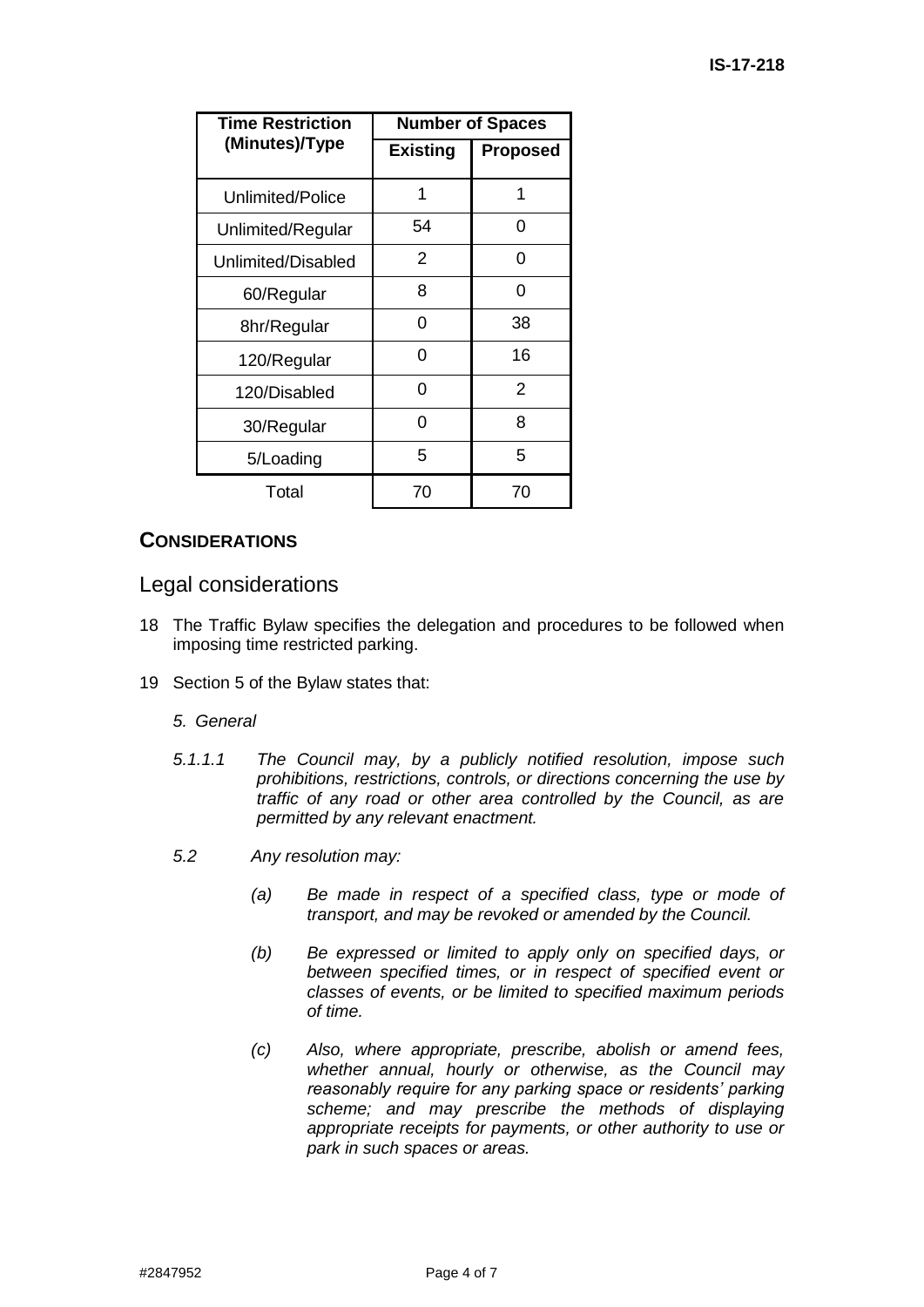| Time Restriction (Minutes)/Type | Number of Spaces | |
|---|---|---|
| | **Existing** | **Proposed** |
| Unlimited/Police | 1 | 1 |
| Unlimited/Regular | 54 | 0 |
| Unlimited/Disabled | 2 | 0 |
| 60/Regular | 8 | 0 |
| 8hr/Regular | 0 | 38 |
| 120/Regular | 0 | 16 |
| 120/Disabled | 0 | 2 |
| 30/Regular | 0 | 8 |
| 5/Loading | 5 | 5 |
| Total | 70 | 70 |

## CONSIDERATIONS

### Legal considerations

18 The Traffic Bylaw specifies the delegation and procedures to be followed when imposing time restricted parking.

19 Section 5 of the Bylaw states that:

*5. General*

*5.1.1.1 The Council may, by a publicly notified resolution, impose such prohibitions, restrictions, controls, or directions concerning the use by traffic of any road or other area controlled by the Council, as are permitted by any relevant enactment.*

*5.2 Any resolution may:*

*(a) Be made in respect of a specified class, type or mode of transport, and may be revoked or amended by the Council.*

*(b) Be expressed or limited to apply only on specified days, or between specified times, or in respect of specified event or classes of events, or be limited to specified maximum periods of time.*

*(c) Also, where appropriate, prescribe, abolish or amend fees, whether annual, hourly or otherwise, as the Council may reasonably require for any parking space or residents' parking scheme; and may prescribe the methods of displaying appropriate receipts for payments, or other authority to use or park in such spaces or areas.*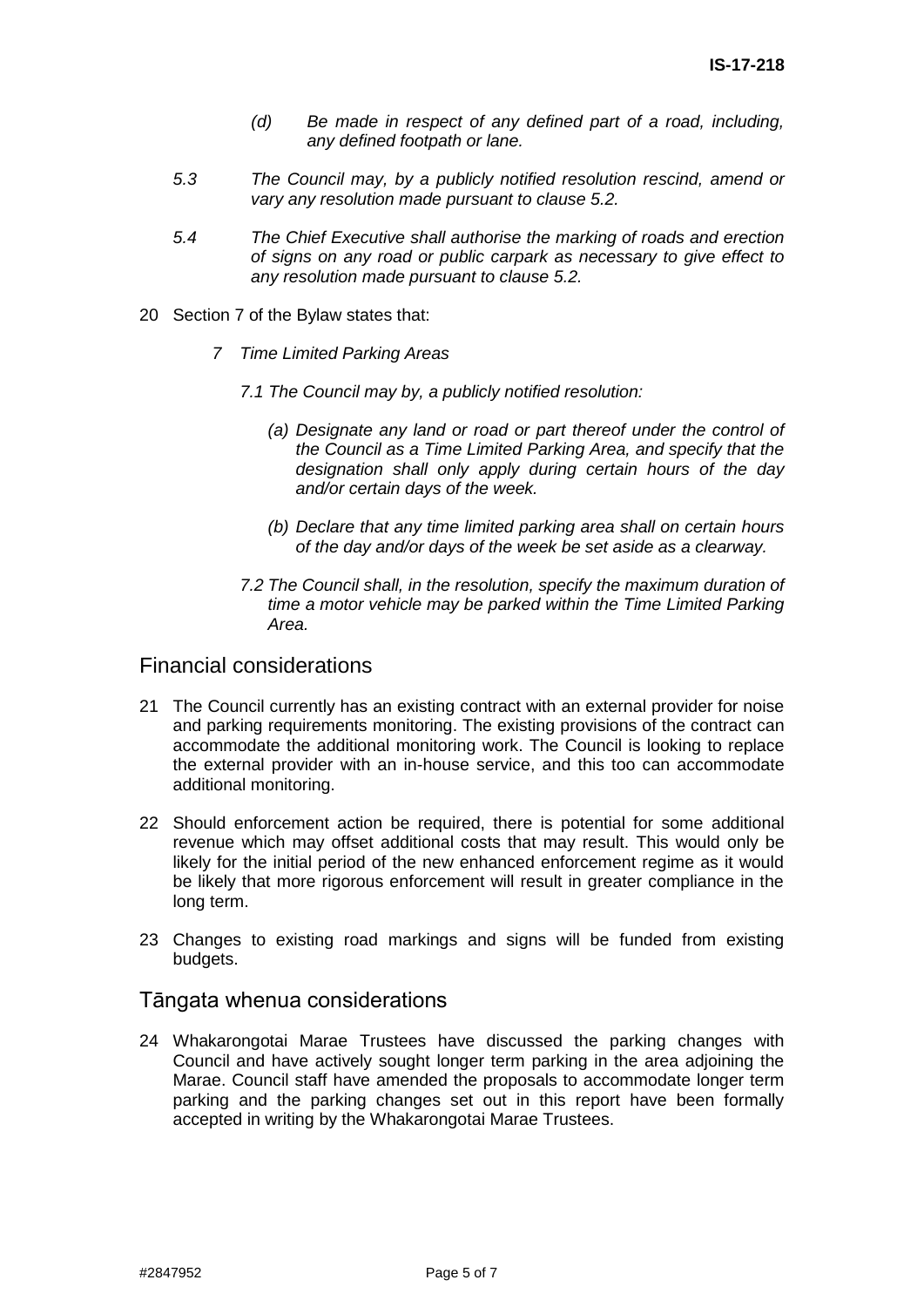*(d) Be made in respect of any defined part of a road, including, any defined footpath or lane.*

*5.3 The Council may, by a publicly notified resolution rescind, amend or vary any resolution made pursuant to clause 5.2.*

*5.4 The Chief Executive shall authorise the marking of roads and erection of signs on any road or public carpark as necessary to give effect to any resolution made pursuant to clause 5.2.*

20 Section 7 of the Bylaw states that:

*7 Time Limited Parking Areas*

*7.1 The Council may by, a publicly notified resolution:*

*(a) Designate any land or road or part thereof under the control of the Council as a Time Limited Parking Area, and specify that the designation shall only apply during certain hours of the day and/or certain days of the week.*

*(b) Declare that any time limited parking area shall on certain hours of the day and/or days of the week be set aside as a clearway.*

*7.2 The Council shall, in the resolution, specify the maximum duration of time a motor vehicle may be parked within the Time Limited Parking Area.*

## Financial considerations

21 The Council currently has an existing contract with an external provider for noise and parking requirements monitoring. The existing provisions of the contract can accommodate the additional monitoring work. The Council is looking to replace the external provider with an in-house service, and this too can accommodate additional monitoring.

22 Should enforcement action be required, there is potential for some additional revenue which may offset additional costs that may result. This would only be likely for the initial period of the new enhanced enforcement regime as it would be likely that more rigorous enforcement will result in greater compliance in the long term.

23 Changes to existing road markings and signs will be funded from existing budgets.

## Tāngata whenua considerations

24 Whakarongotai Marae Trustees have discussed the parking changes with Council and have actively sought longer term parking in the area adjoining the Marae. Council staff have amended the proposals to accommodate longer term parking and the parking changes set out in this report have been formally accepted in writing by the Whakarongotai Marae Trustees.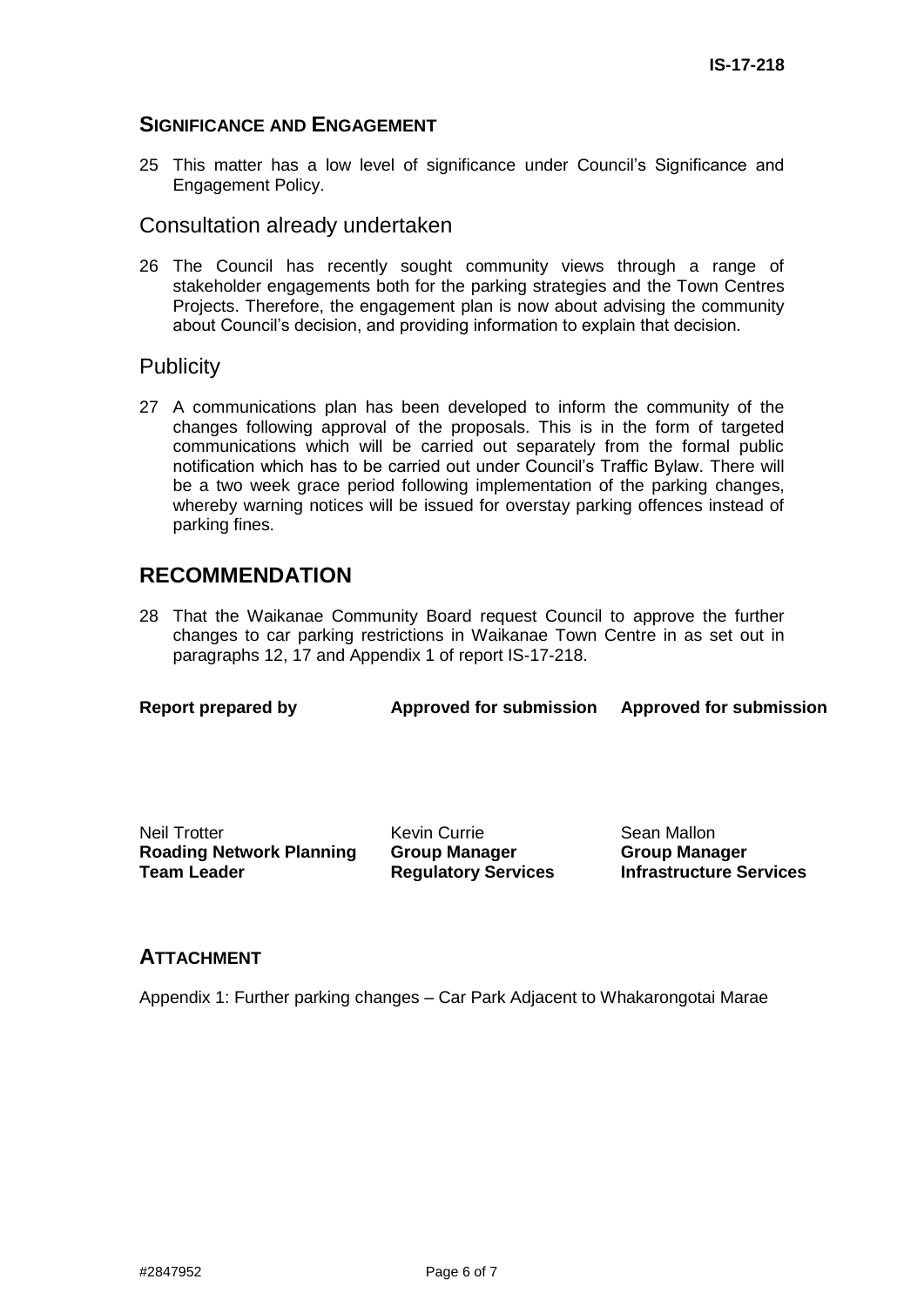## SIGNIFICANCE AND ENGAGEMENT

25 This matter has a low level of significance under Council's Significance and Engagement Policy.

### Consultation already undertaken

26 The Council has recently sought community views through a range of stakeholder engagements both for the parking strategies and the Town Centres Projects. Therefore, the engagement plan is now about advising the community about Council's decision, and providing information to explain that decision.

### Publicity

27 A communications plan has been developed to inform the community of the changes following approval of the proposals. This is in the form of targeted communications which will be carried out separately from the formal public notification which has to be carried out under Council's Traffic Bylaw. There will be a two week grace period following implementation of the parking changes, whereby warning notices will be issued for overstay parking offences instead of parking fines.

## RECOMMENDATION

28 That the Waikanae Community Board request Council to approve the further changes to car parking restrictions in Waikanae Town Centre in as set out in paragraphs 12, 17 and Appendix 1 of report IS-17-218.

| Report prepared by | Approved for submission | Approved for submission |
|---|---|---|
| Neil Trotter | Kevin Currie | Sean Mallon |
| **Roading Network Planning Team Leader** | **Group Manager Regulatory Services** | **Group Manager Infrastructure Services** |

## ATTACHMENT

Appendix 1: Further parking changes – Car Park Adjacent to Whakarongotai Marae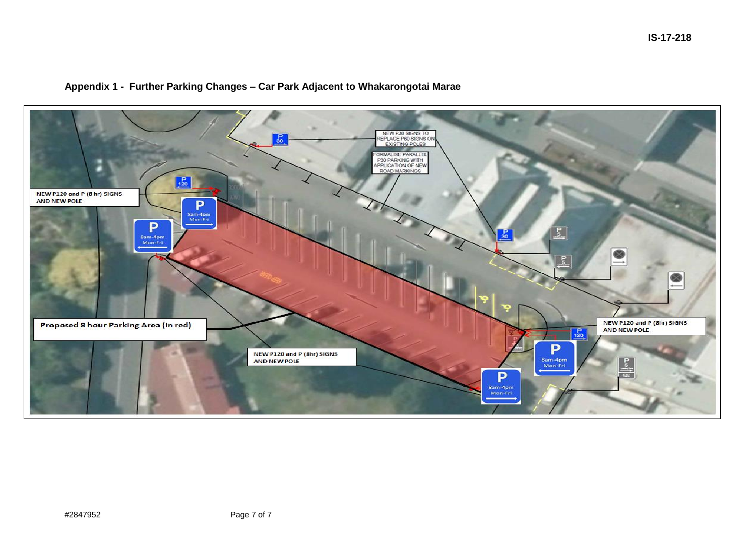## Appendix 1 - Further Parking Changes – Car Park Adjacent to Whakarongotai Marae

NEW P30 SIGNS TO REPLACE P60 SIGNS ON EXISTING POLES

FORMALISE PARALLEL P30 PARKING WITH APPLICATION OF NEW ROAD MARKINGS

NEW P120 and P (8 hr) SIGNS AND NEW POLE

Proposed 8 hour Parking Area (in red)

NEW P120 and P (8hr) SIGNS AND NEW POLE

NEW P120 and P (8hr) SIGNS AND NEW POLE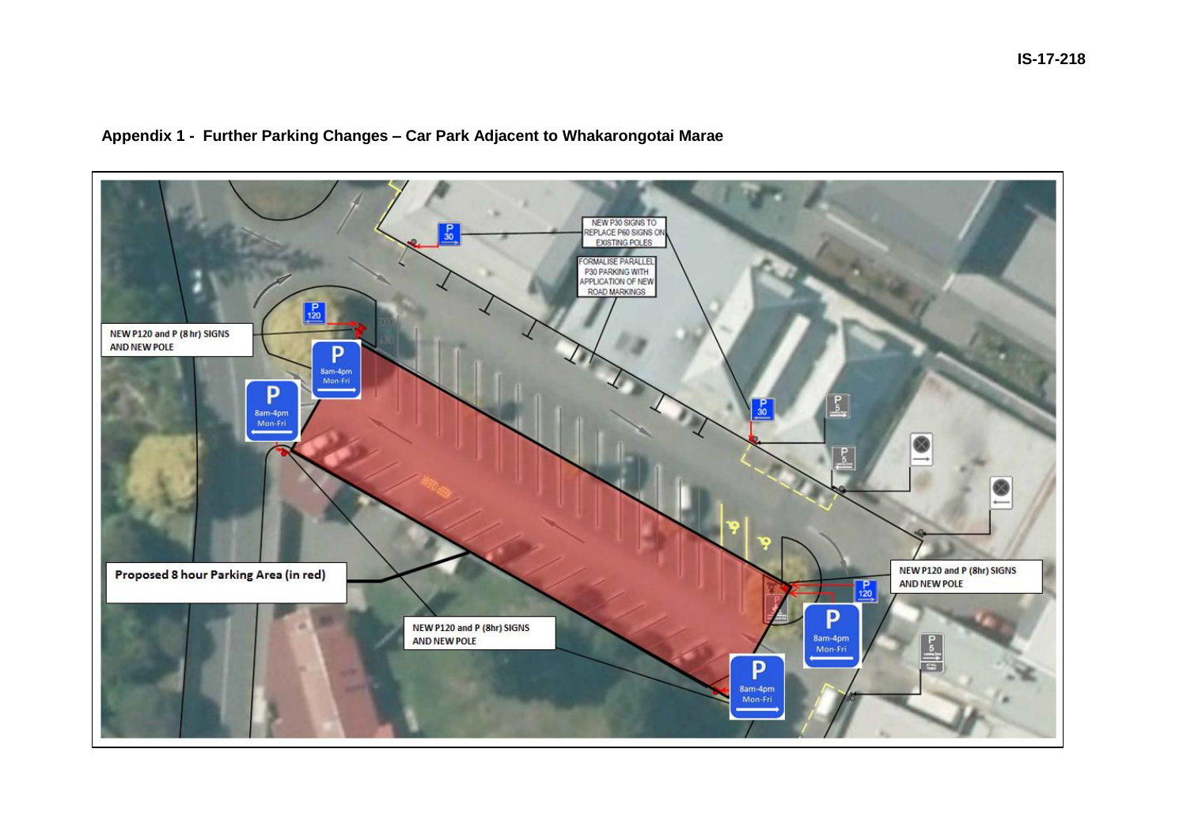IS-17-218

## Appendix 1 - Further Parking Changes – Car Park Adjacent to Whakarongotai Marae

NEW P30 SIGNS TO REPLACE P60 SIGNS ON EXISTING POLES

FORMALISE PARALLEL P30 PARKING WITH APPLICATION OF NEW ROAD MARKINGS

NEW P120 and P (8 hr) SIGNS AND NEW POLE

Proposed 8 hour Parking Area (in red)

NEW P120 and P (8hr) SIGNS AND NEW POLE

NEW P120 and P (8hr) SIGNS AND NEW POLE

P 30

P 120

P 8am-4pm Mon-Fri

P 5